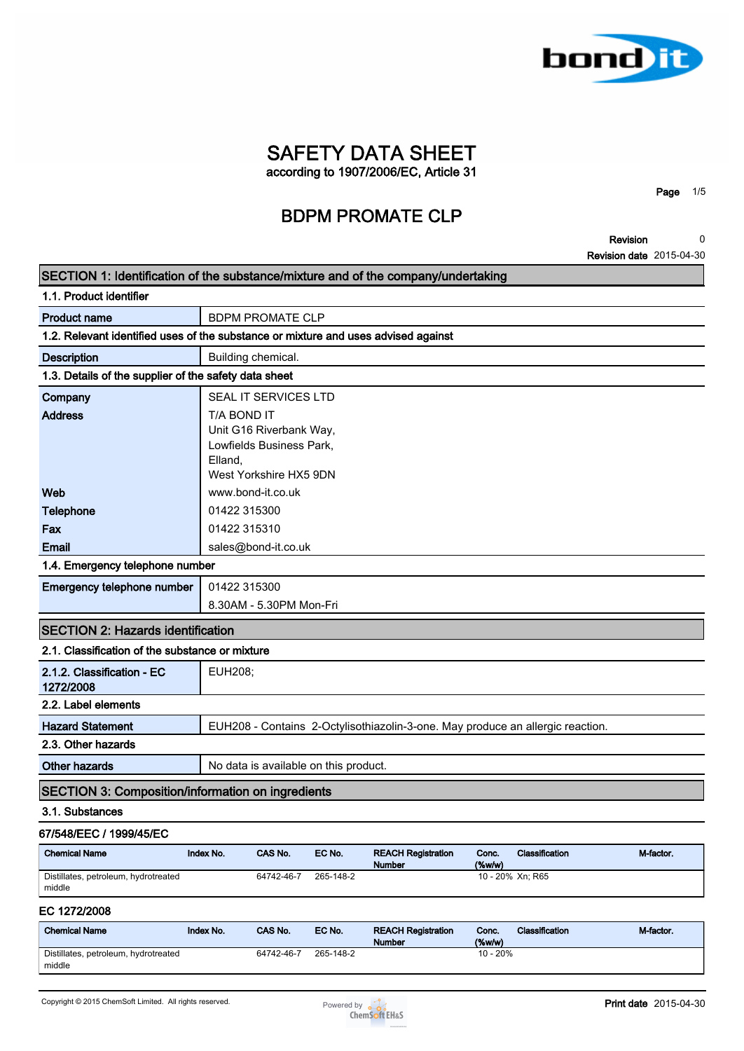# SAFETY DATA SHEET

according to 1907/2006/EC, Article 31

## BDPM PROMATE CLP

**Revision** 0
**Revision date** 2015-04-30

## SECTION 1: Identification of the substance/mixture and of the company/undertaking

### 1.1. Product identifier

| | |
|---|---|
| **Product name** | BDPM PROMATE CLP |

### 1.2. Relevant identified uses of the substance or mixture and uses advised against

| | |
|---|---|
| **Description** | Building chemical. |

### 1.3. Details of the supplier of the safety data sheet

| | |
|---|---|
| **Company** | SEAL IT SERVICES LTD |
| **Address** | T/A BOND IT<br>Unit G16 Riverbank Way,<br>Lowfields Business Park,<br>Elland,<br>West Yorkshire HX5 9DN |
| **Web** | www.bond-it.co.uk |
| **Telephone** | 01422 315300 |
| **Fax** | 01422 315310 |
| **Email** | sales@bond-it.co.uk |

### 1.4. Emergency telephone number

| | |
|---|---|
| **Emergency telephone number** | 01422 315300<br>8.30AM - 5.30PM Mon-Fri |

## SECTION 2: Hazards identification

### 2.1. Classification of the substance or mixture

| | |
|---|---|
| **2.1.2. Classification - EC 1272/2008** | EUH208; |

### 2.2. Label elements

| | |
|---|---|
| **Hazard Statement** | EUH208 - Contains 2-Octylisothiazolin-3-one. May produce an allergic reaction. |

### 2.3. Other hazards

| | |
|---|---|
| **Other hazards** | No data is available on this product. |

## SECTION 3: Composition/information on ingredients

### 3.1. Substances

**67/548/EEC / 1999/45/EC**

| Chemical Name | Index No. | CAS No. | EC No. | REACH Registration Number | Conc. (%w/w) | Classification | M-factor. |
|---|---|---|---|---|---|---|---|
| Distillates, petroleum, hydrotreated middle | | 64742-46-7 | 265-148-2 | | 10 - 20% | Xn; R65 | |

**EC 1272/2008**

| Chemical Name | Index No. | CAS No. | EC No. | REACH Registration Number | Conc. (%w/w) | Classification | M-factor. |
|---|---|---|---|---|---|---|---|
| Distillates, petroleum, hydrotreated middle | | 64742-46-7 | 265-148-2 | | 10 - 20% | | |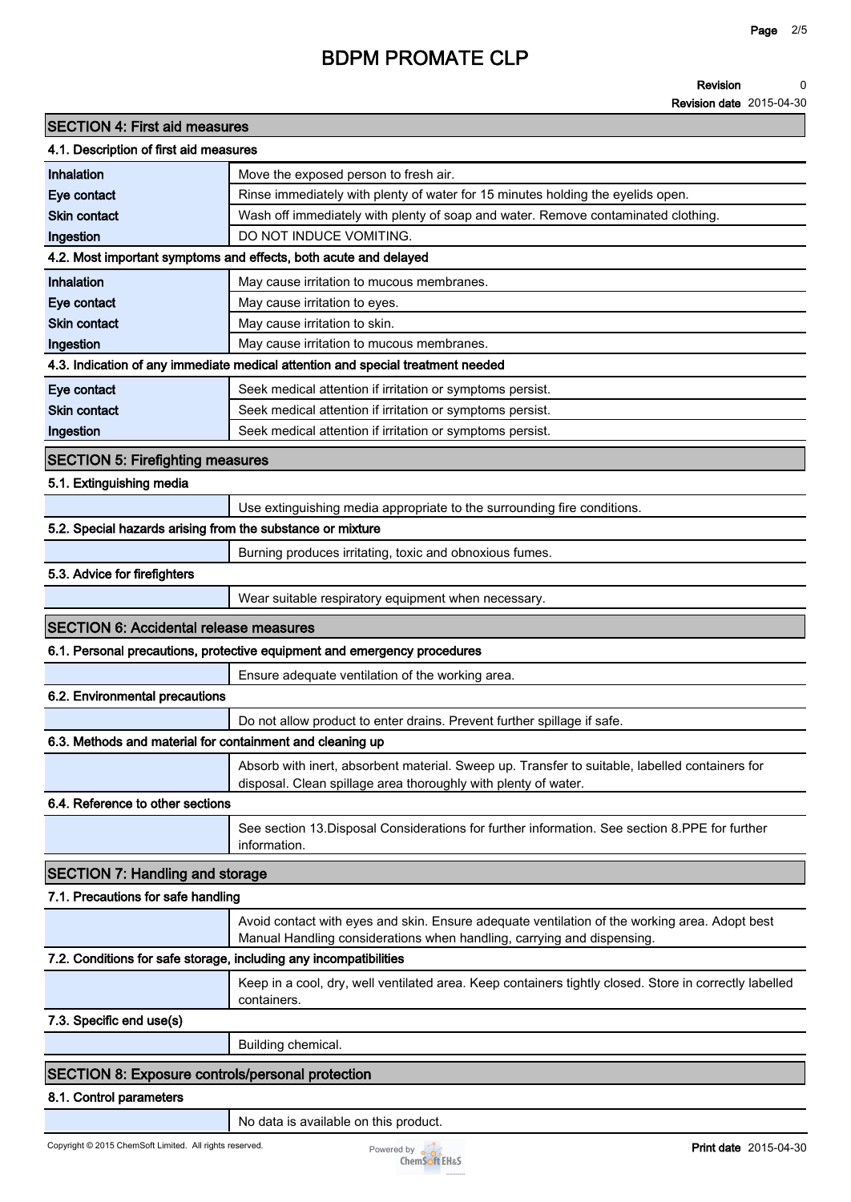## SECTION 4: First aid measures

### 4.1. Description of first aid measures

| | |
|---|---|
| **Inhalation** | Move the exposed person to fresh air. |
| **Eye contact** | Rinse immediately with plenty of water for 15 minutes holding the eyelids open. |
| **Skin contact** | Wash off immediately with plenty of soap and water. Remove contaminated clothing. |
| **Ingestion** | DO NOT INDUCE VOMITING. |

### 4.2. Most important symptoms and effects, both acute and delayed

| | |
|---|---|
| **Inhalation** | May cause irritation to mucous membranes. |
| **Eye contact** | May cause irritation to eyes. |
| **Skin contact** | May cause irritation to skin. |
| **Ingestion** | May cause irritation to mucous membranes. |

### 4.3. Indication of any immediate medical attention and special treatment needed

| | |
|---|---|
| **Eye contact** | Seek medical attention if irritation or symptoms persist. |
| **Skin contact** | Seek medical attention if irritation or symptoms persist. |
| **Ingestion** | Seek medical attention if irritation or symptoms persist. |

## SECTION 5: Firefighting measures

### 5.1. Extinguishing media

Use extinguishing media appropriate to the surrounding fire conditions.

### 5.2. Special hazards arising from the substance or mixture

Burning produces irritating, toxic and obnoxious fumes.

### 5.3. Advice for firefighters

Wear suitable respiratory equipment when necessary.

## SECTION 6: Accidental release measures

### 6.1. Personal precautions, protective equipment and emergency procedures

Ensure adequate ventilation of the working area.

### 6.2. Environmental precautions

Do not allow product to enter drains. Prevent further spillage if safe.

### 6.3. Methods and material for containment and cleaning up

Absorb with inert, absorbent material. Sweep up. Transfer to suitable, labelled containers for disposal. Clean spillage area thoroughly with plenty of water.

### 6.4. Reference to other sections

See section 13.Disposal Considerations for further information. See section 8.PPE for further information.

## SECTION 7: Handling and storage

### 7.1. Precautions for safe handling

Avoid contact with eyes and skin. Ensure adequate ventilation of the working area. Adopt best Manual Handling considerations when handling, carrying and dispensing.

### 7.2. Conditions for safe storage, including any incompatibilities

Keep in a cool, dry, well ventilated area. Keep containers tightly closed. Store in correctly labelled containers.

### 7.3. Specific end use(s)

Building chemical.

## SECTION 8: Exposure controls/personal protection

### 8.1. Control parameters

No data is available on this product.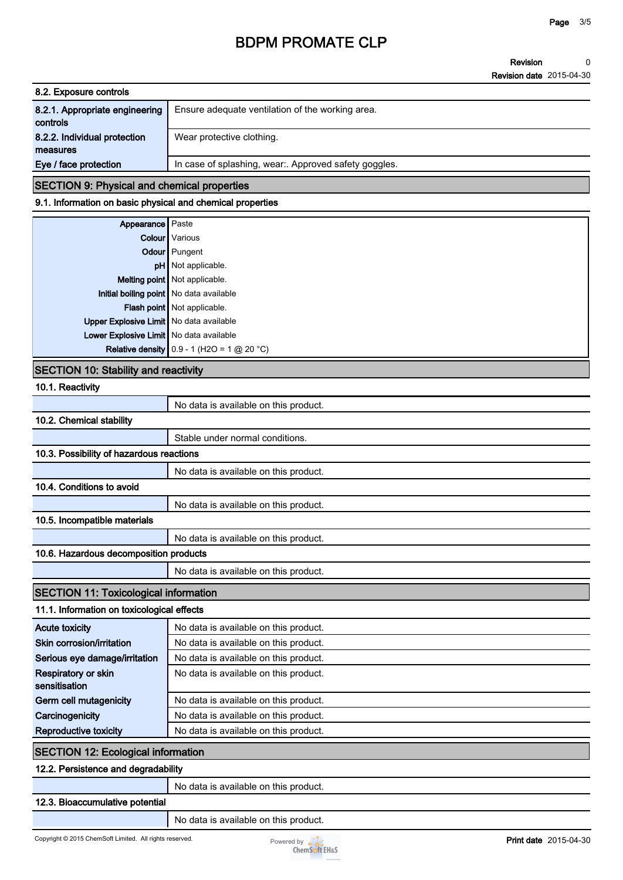#### 8.2. Exposure controls

| | |
|---|---|
| **8.2.1. Appropriate engineering controls** | Ensure adequate ventilation of the working area. |
| **8.2.2. Individual protection measures** | Wear protective clothing. |
| **Eye / face protection** | In case of splashing, wear:. Approved safety goggles. |

## SECTION 9: Physical and chemical properties

#### 9.1. Information on basic physical and chemical properties

| | |
|---|---|
| **Appearance** | Paste |
| **Colour** | Various |
| **Odour** | Pungent |
| **pH** | Not applicable. |
| **Melting point** | Not applicable. |
| **Initial boiling point** | No data available |
| **Flash point** | Not applicable. |
| **Upper Explosive Limit** | No data available |
| **Lower Explosive Limit** | No data available |
| **Relative density** | 0.9 - 1 ($H_2O$ = 1 @ 20 °C) |

## SECTION 10: Stability and reactivity

#### 10.1. Reactivity

No data is available on this product.

#### 10.2. Chemical stability

Stable under normal conditions.

#### 10.3. Possibility of hazardous reactions

No data is available on this product.

#### 10.4. Conditions to avoid

No data is available on this product.

#### 10.5. Incompatible materials

No data is available on this product.

#### 10.6. Hazardous decomposition products

No data is available on this product.

## SECTION 11: Toxicological information

#### 11.1. Information on toxicological effects

| | |
|---|---|
| **Acute toxicity** | No data is available on this product. |
| **Skin corrosion/irritation** | No data is available on this product. |
| **Serious eye damage/irritation** | No data is available on this product. |
| **Respiratory or skin sensitisation** | No data is available on this product. |
| **Germ cell mutagenicity** | No data is available on this product. |
| **Carcinogenicity** | No data is available on this product. |
| **Reproductive toxicity** | No data is available on this product. |

## SECTION 12: Ecological information

#### 12.2. Persistence and degradability

No data is available on this product.

#### 12.3. Bioaccumulative potential

No data is available on this product.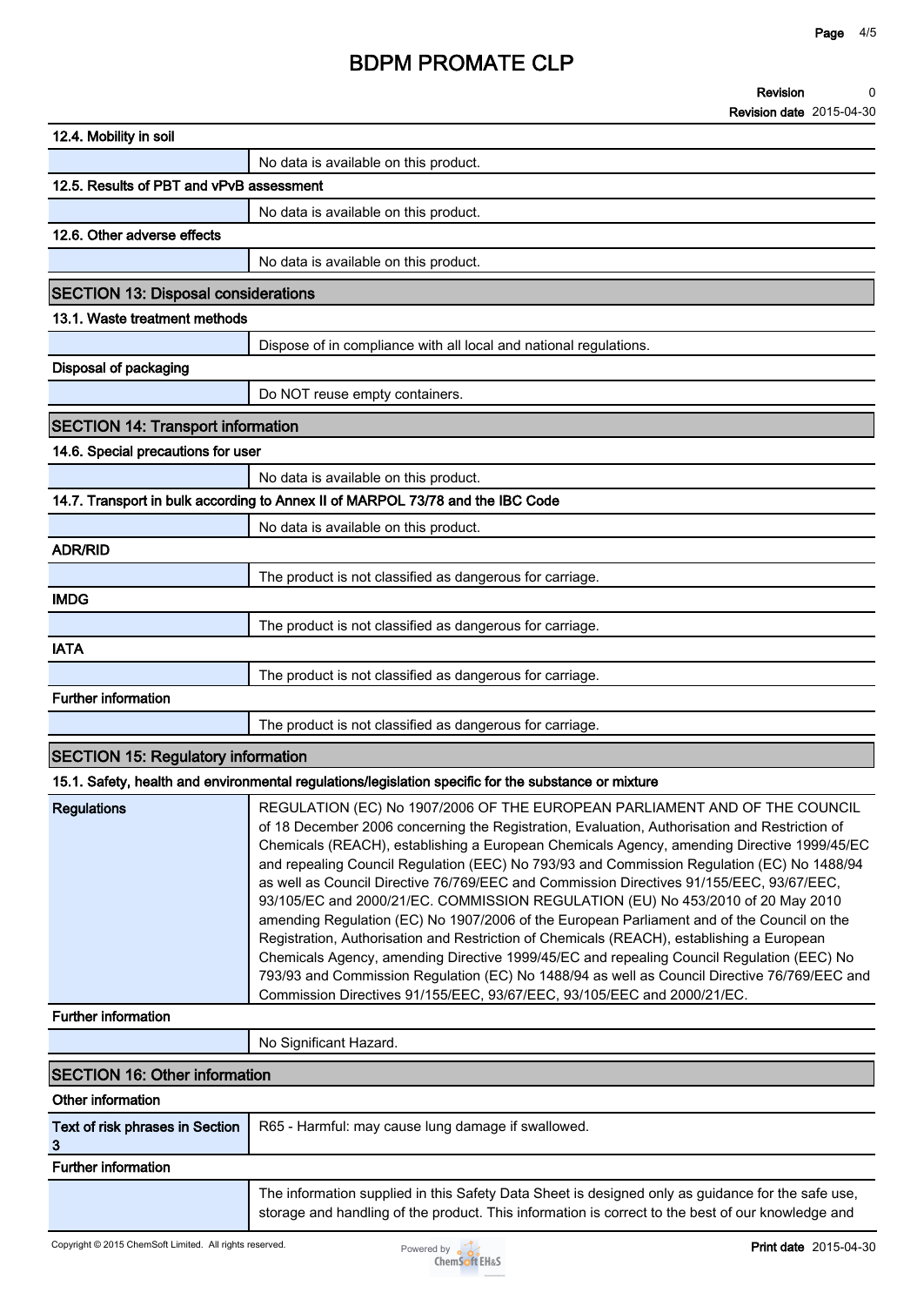### 12.4. Mobility in soil

| | |
|---|---|
| | No data is available on this product. |

### 12.5. Results of PBT and vPvB assessment

| | |
|---|---|
| | No data is available on this product. |

### 12.6. Other adverse effects

| | |
|---|---|
| | No data is available on this product. |

## SECTION 13: Disposal considerations

### 13.1. Waste treatment methods

| | |
|---|---|
| | Dispose of in compliance with all local and national regulations. |

**Disposal of packaging**

| | |
|---|---|
| | Do NOT reuse empty containers. |

## SECTION 14: Transport information

### 14.6. Special precautions for user

| | |
|---|---|
| | No data is available on this product. |

### 14.7. Transport in bulk according to Annex II of MARPOL 73/78 and the IBC Code

| | |
|---|---|
| | No data is available on this product. |

**ADR/RID**

| | |
|---|---|
| | The product is not classified as dangerous for carriage. |

**IMDG**

| | |
|---|---|
| | The product is not classified as dangerous for carriage. |

**IATA**

| | |
|---|---|
| | The product is not classified as dangerous for carriage. |

**Further information**

| | |
|---|---|
| | The product is not classified as dangerous for carriage. |

## SECTION 15: Regulatory information

### 15.1. Safety, health and environmental regulations/legislation specific for the substance or mixture

| | |
|---|---|
| **Regulations** | REGULATION (EC) No 1907/2006 OF THE EUROPEAN PARLIAMENT AND OF THE COUNCIL of 18 December 2006 concerning the Registration, Evaluation, Authorisation and Restriction of Chemicals (REACH), establishing a European Chemicals Agency, amending Directive 1999/45/EC and repealing Council Regulation (EEC) No 793/93 and Commission Regulation (EC) No 1488/94 as well as Council Directive 76/769/EEC and Commission Directives 91/155/EEC, 93/67/EEC, 93/105/EC and 2000/21/EC. COMMISSION REGULATION (EU) No 453/2010 of 20 May 2010 amending Regulation (EC) No 1907/2006 of the European Parliament and of the Council on the Registration, Authorisation and Restriction of Chemicals (REACH), establishing a European Chemicals Agency, amending Directive 1999/45/EC and repealing Council Regulation (EEC) No 793/93 and Commission Regulation (EC) No 1488/94 as well as Council Directive 76/769/EEC and Commission Directives 91/155/EEC, 93/67/EEC, 93/105/EEC and 2000/21/EC. |

**Further information**

| | |
|---|---|
| | No Significant Hazard. |

## SECTION 16: Other information

**Other information**

| | |
|---|---|
| **Text of risk phrases in Section 3** | R65 - Harmful: may cause lung damage if swallowed. |

**Further information**

| | |
|---|---|
| | The information supplied in this Safety Data Sheet is designed only as guidance for the safe use, storage and handling of the product. This information is correct to the best of our knowledge and |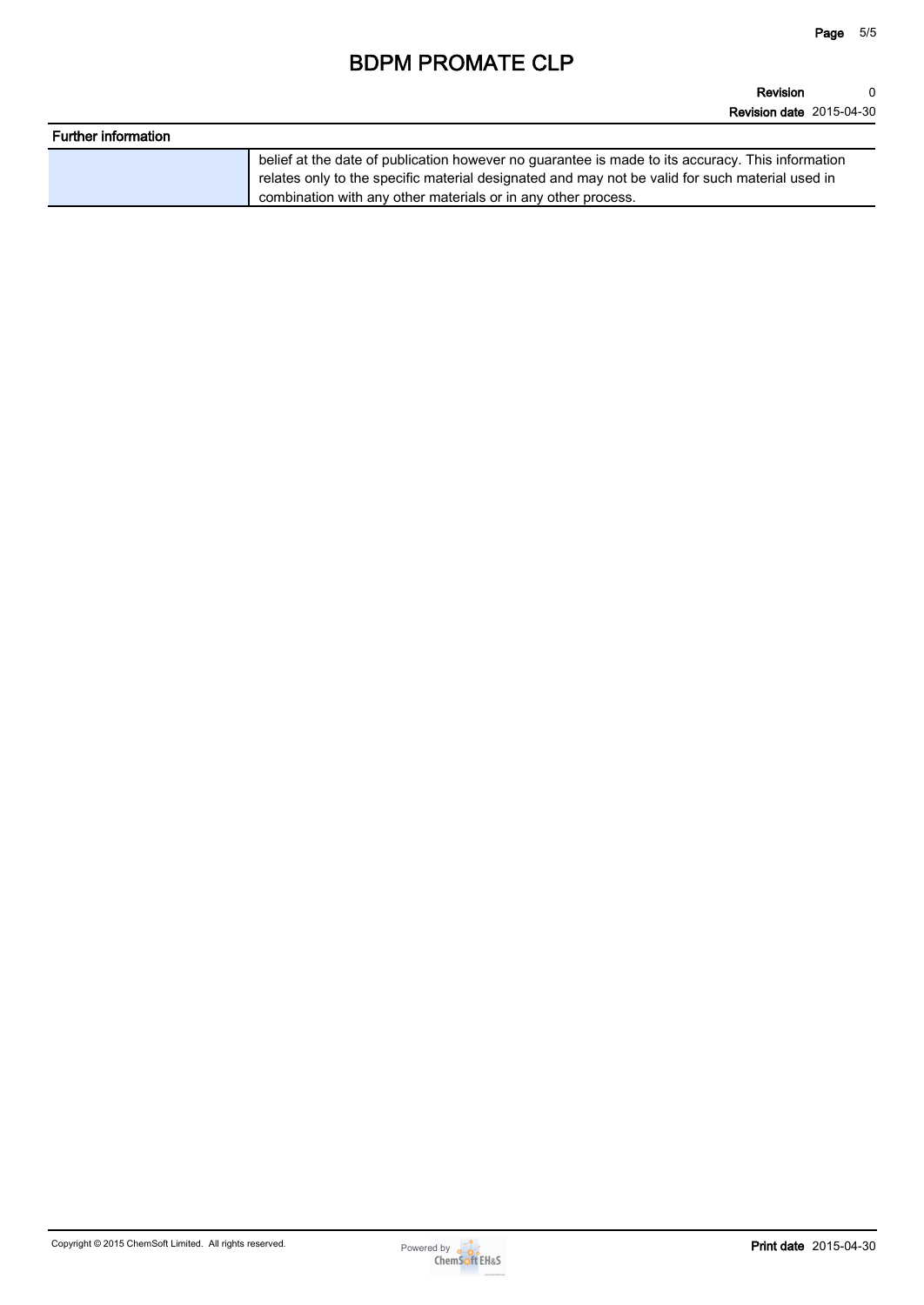## Further information

| | |
|---|---|
| | belief at the date of publication however no guarantee is made to its accuracy. This information relates only to the specific material designated and may not be valid for such material used in combination with any other materials or in any other process. |